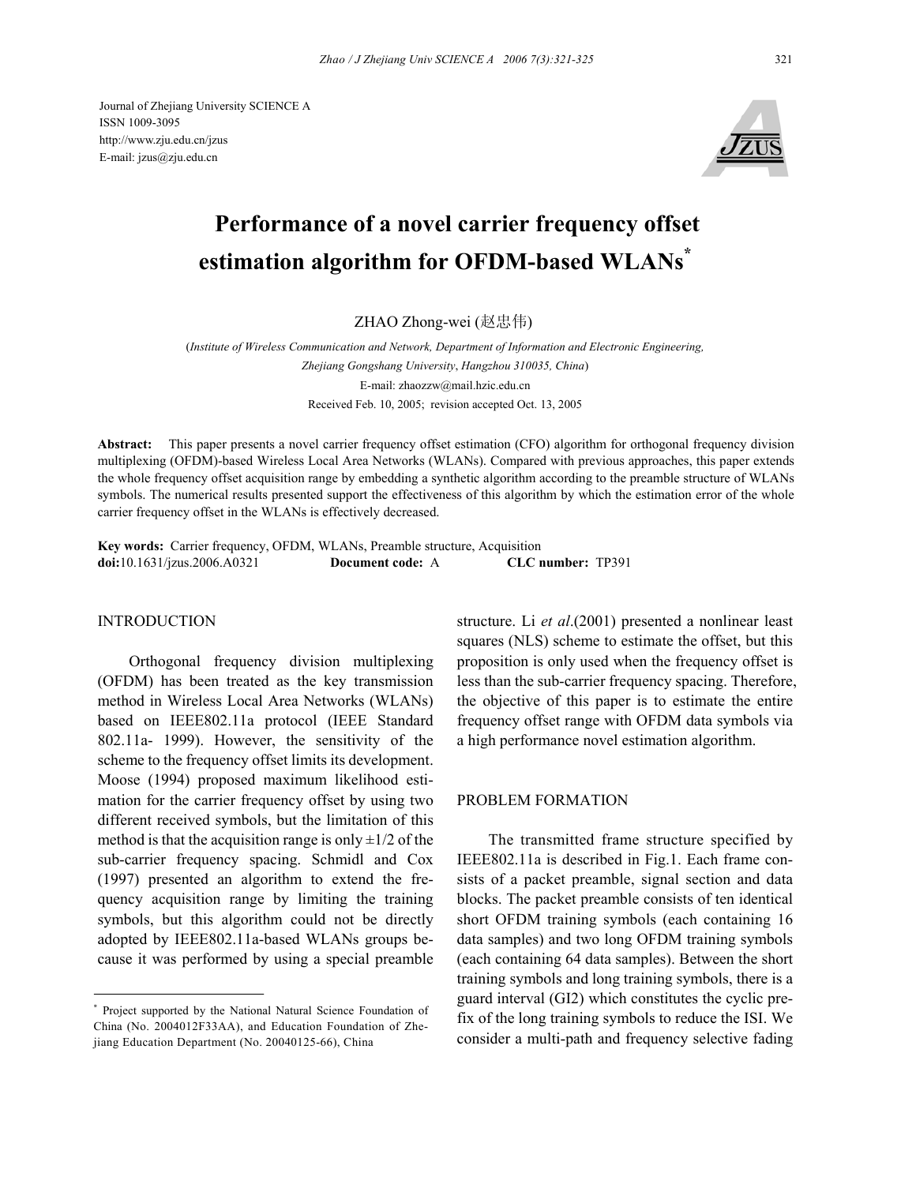Journal of Zhejiang University SCIENCE A
ISSN 1009-3095
http://www.zju.edu.cn/jzus
E-mail: jzus@zju.edu.cn

# Performance of a novel carrier frequency offset estimation algorithm for OFDM-based WLANs*

ZHAO Zhong-wei (赵忠伟)

(*Institute of Wireless Communication and Network, Department of Information and Electronic Engineering, Zhejiang Gongshang University, Hangzhou 310035, China*)

E-mail: zhaozzw@mail.hzic.edu.cn

Received Feb. 10, 2005; revision accepted Oct. 13, 2005

**Abstract:** This paper presents a novel carrier frequency offset estimation (CFO) algorithm for orthogonal frequency division multiplexing (OFDM)-based Wireless Local Area Networks (WLANs). Compared with previous approaches, this paper extends the whole frequency offset acquisition range by embedding a synthetic algorithm according to the preamble structure of WLANs symbols. The numerical results presented support the effectiveness of this algorithm by which the estimation error of the whole carrier frequency offset in the WLANs is effectively decreased.

**Key words:** Carrier frequency, OFDM, WLANs, Preamble structure, Acquisition
**doi:**10.1631/jzus.2006.A0321 **Document code:** A **CLC number:** TP391

## INTRODUCTION

Orthogonal frequency division multiplexing (OFDM) has been treated as the key transmission method in Wireless Local Area Networks (WLANs) based on IEEE802.11a protocol (IEEE Standard 802.11a- 1999). However, the sensitivity of the scheme to the frequency offset limits its development. Moose (1994) proposed maximum likelihood estimation for the carrier frequency offset by using two different received symbols, but the limitation of this method is that the acquisition range is only ±1/2 of the sub-carrier frequency spacing. Schmidl and Cox (1997) presented an algorithm to extend the frequency acquisition range by limiting the training symbols, but this algorithm could not be directly adopted by IEEE802.11a-based WLANs groups because it was performed by using a special preamble structure. Li *et al*.(2001) presented a nonlinear least squares (NLS) scheme to estimate the offset, but this proposition is only used when the frequency offset is less than the sub-carrier frequency spacing. Therefore, the objective of this paper is to estimate the entire frequency offset range with OFDM data symbols via a high performance novel estimation algorithm.

## PROBLEM FORMATION

The transmitted frame structure specified by IEEE802.11a is described in Fig.1. Each frame consists of a packet preamble, signal section and data blocks. The packet preamble consists of ten identical short OFDM training symbols (each containing 16 data samples) and two long OFDM training symbols (each containing 64 data samples). Between the short training symbols and long training symbols, there is a guard interval (GI2) which constitutes the cyclic prefix of the long training symbols to reduce the ISI. We consider a multi-path and frequency selective fading

---

* Project supported by the National Natural Science Foundation of China (No. 2004012F33AA), and Education Foundation of Zhejiang Education Department (No. 20040125-66), China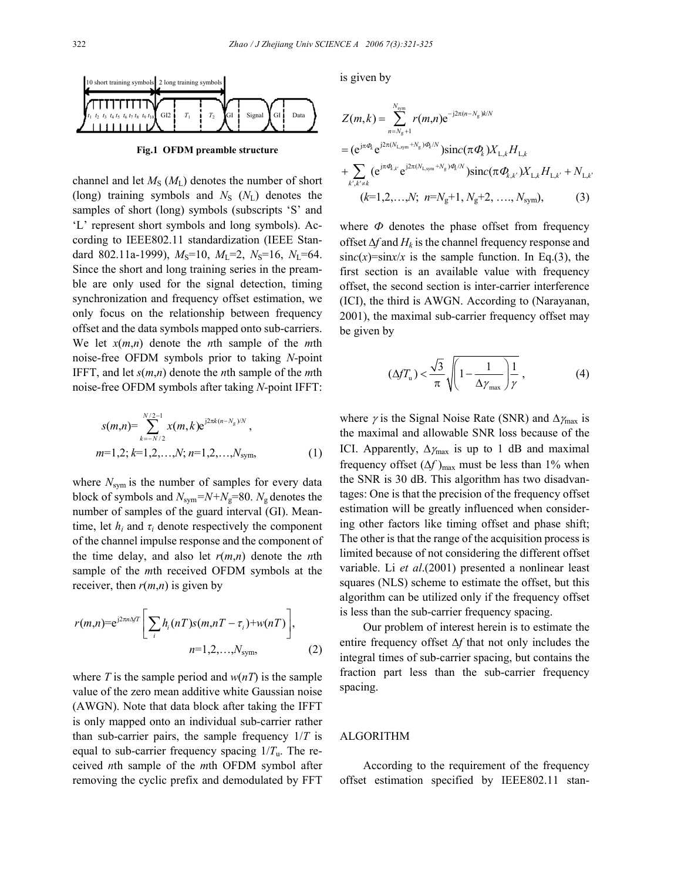Fig.1 OFDM preamble structure

channel and let $M_S$ ($M_L$) denotes the number of short (long) training symbols and $N_S$ ($N_L$) denotes the samples of short (long) symbols (subscripts 'S' and 'L' represent short symbols and long symbols). According to IEEE802.11 standardization (IEEE Standard 802.11a-1999), $M_S$=10, $M_L$=2, $N_S$=16, $N_L$=64. Since the short and long training series in the preamble are only used for the signal detection, timing synchronization and frequency offset estimation, we only focus on the relationship between frequency offset and the data symbols mapped onto sub-carriers. We let $x(m,n)$ denote the $n$th sample of the $m$th noise-free OFDM symbols prior to taking $N$-point IFFT, and let $s(m,n)$ denote the $n$th sample of the $m$th noise-free OFDM symbols after taking $N$-point IFFT:

$$s(m,n)=\sum_{k=-N/2}^{N/2-1} x(m,k)\mathrm{e}^{\mathrm{j}2\pi k(n-N_g)/N},$$
$$m=1,2;\ k=1,2,\ldots,N;\ n=1,2,\ldots,N_{\mathrm{sym}}, \tag{1}$$

where $N_{\mathrm{sym}}$ is the number of samples for every data block of symbols and $N_{\mathrm{sym}}=N+N_g=80$. $N_g$ denotes the number of samples of the guard interval (GI). Meantime, let $h_i$ and $\tau_i$ denote respectively the component of the channel impulse response and the component of the time delay, and also let $r(m,n)$ denote the $n$th sample of the $m$th received OFDM symbols at the receiver, then $r(m,n)$ is given by

$$r(m,n)=\mathrm{e}^{\mathrm{j}2\pi n\Delta fT}\left[\sum_i h_i(nT)s(m,nT-\tau_i)+w(nT)\right],$$
$$n=1,2,\ldots,N_{\mathrm{sym}}, \tag{2}$$

where $T$ is the sample period and $w(nT)$ is the sample value of the zero mean additive white Gaussian noise (AWGN). Note that data block after taking the IFFT is only mapped onto an individual sub-carrier rather than sub-carrier pairs, the sample frequency $1/T$ is equal to sub-carrier frequency spacing $1/T_u$. The received $n$th sample of the $m$th OFDM symbol after removing the cyclic prefix and demodulated by FFT is given by

$$\begin{aligned}Z(m,k) &= \sum_{n=N_g+1}^{N_{\mathrm{sym}}} r(m,n)\mathrm{e}^{-\mathrm{j}2\pi(n-N_g)k/N} \\ &= (\mathrm{e}^{\mathrm{j}\pi\Phi_k}\mathrm{e}^{\mathrm{j}2\pi(N_{\mathrm{L,sym}}+N_g)\Phi_k/N})\mathrm{sinc}(\pi\Phi_k)X_{\mathrm{L},k}H_{\mathrm{L},k} \\ &+ \sum_{k',k'\neq k}(\mathrm{e}^{\mathrm{j}\pi\Phi_{k,k'}}\mathrm{e}^{\mathrm{j}2\pi(N_{\mathrm{L,sym}}+N_g)\Phi_k/N})\mathrm{sinc}(\pi\Phi_{k,k'})X_{\mathrm{L},k}H_{\mathrm{L},k'}+N_{\mathrm{L},k'}\end{aligned}$$
$$(k=1,2,\ldots,N;\ n=N_g+1, N_g+2, \ldots, N_{\mathrm{sym}}), \tag{3}$$

where $\Phi$ denotes the phase offset from frequency offset $\Delta f$ and $H_k$ is the channel frequency response and $\mathrm{sinc}(x)=\sin x/x$ is the sample function. In Eq.(3), the first section is an available value with frequency offset, the second section is inter-carrier interference (ICI), the third is AWGN. According to (Narayanan, 2001), the maximal sub-carrier frequency offset may be given by

$$(\Delta f T_u) < \frac{\sqrt{3}}{\pi}\sqrt{\left(1-\frac{1}{\Delta\gamma_{\max}}\right)\frac{1}{\gamma}}, \tag{4}$$

where $\gamma$ is the Signal Noise Rate (SNR) and $\Delta\gamma_{\max}$ is the maximal and allowable SNR loss because of the ICI. Apparently, $\Delta\gamma_{\max}$ is up to 1 dB and maximal frequency offset $(\Delta f)_{\max}$ must be less than 1% when the SNR is 30 dB. This algorithm has two disadvantages: One is that the precision of the frequency offset estimation will be greatly influenced when considering other factors like timing offset and phase shift; The other is that the range of the acquisition process is limited because of not considering the different offset variable. Li *et al*.(2001) presented a nonlinear least squares (NLS) scheme to estimate the offset, but this algorithm can be utilized only if the frequency offset is less than the sub-carrier frequency spacing.

Our problem of interest herein is to estimate the entire frequency offset $\Delta f$ that not only includes the integral times of sub-carrier spacing, but contains the fraction part less than the sub-carrier frequency spacing.

## ALGORITHM

According to the requirement of the frequency offset estimation specified by IEEE802.11 stan-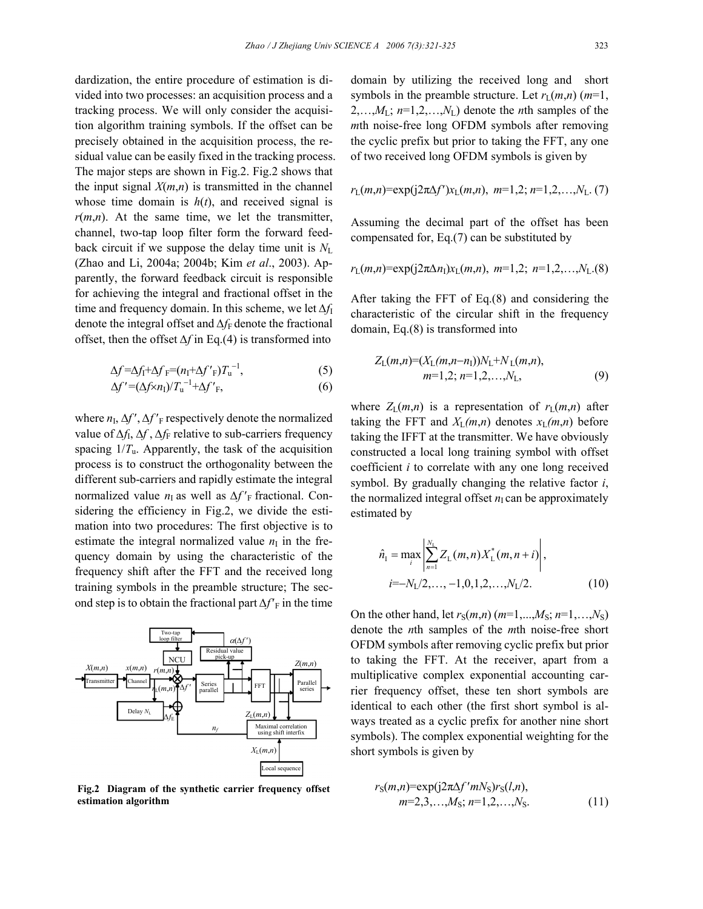dardization, the entire procedure of estimation is divided into two processes: an acquisition process and a tracking process. We will only consider the acquisition algorithm training symbols. If the offset can be precisely obtained in the acquisition process, the residual value can be easily fixed in the tracking process. The major steps are shown in Fig.2. Fig.2 shows that the input signal $X(m,n)$ is transmitted in the channel whose time domain is $h(t)$, and received signal is $r(m,n)$. At the same time, we let the transmitter, channel, two-tap loop filter form the forward feedback circuit if we suppose the delay time unit is $N_L$ (Zhao and Li, 2004a; 2004b; Kim *et al*., 2003). Apparently, the forward feedback circuit is responsible for achieving the integral and fractional offset in the time and frequency domain. In this scheme, we let $\Delta f_I$ denote the integral offset and $\Delta f_F$ denote the fractional offset, then the offset $\Delta f$ in Eq.(4) is transformed into

$$\Delta f = \Delta f_I + \Delta f_F = (n_I + \Delta f'_F) T_u^{-1}, \tag{5}$$

$$\Delta f' = (\Delta f \times n_I) / T_u^{-1} + \Delta f'_F, \tag{6}$$

where $n_I$, $\Delta f'$, $\Delta f'_F$ respectively denote the normalized value of $\Delta f_I$, $\Delta f$, $\Delta f_F$ relative to sub-carriers frequency spacing $1/T_u$. Apparently, the task of the acquisition process is to construct the orthogonality between the different sub-carriers and rapidly estimate the integral normalized value $n_I$ as well as $\Delta f'_F$ fractional. Considering the efficiency in Fig.2, we divide the estimation into two procedures: The first objective is to estimate the integral normalized value $n_I$ in the frequency domain by using the characteristic of the frequency shift after the FFT and the received long training symbols in the preamble structure; The second step is to obtain the fractional part $\Delta f'_F$ in the time domain by utilizing the received long and short symbols in the preamble structure. Let $r_L(m,n)$ ($m=1, 2, \ldots, M_L$; $n=1,2,\ldots,N_L$) denote the $n$th samples of the $m$th noise-free long OFDM symbols after removing the cyclic prefix but prior to taking the FFT, any one of two received long OFDM symbols is given by

$$r_L(m,n) = \exp(\mathrm{j}2\pi\Delta f') x_L(m,n),\ \ m=1,2;\ n=1,2,\ldots,N_L. \tag{7}$$

Assuming the decimal part of the offset has been compensated for, Eq.(7) can be substituted by

$$r_L(m,n) = \exp(\mathrm{j}2\pi\Delta n_I) x_L(m,n),\ \ m=1,2;\ n=1,2,\ldots,N_L. \tag{8}$$

After taking the FFT of Eq.(8) and considering the characteristic of the circular shift in the frequency domain, Eq.(8) is transformed into

$$Z_L(m,n) = (X_L(m,n-n_I))N_L + N_L(m,n),\quad m=1,2;\ n=1,2,\ldots,N_L, \tag{9}$$

where $Z_L(m,n)$ is a representation of $r_L(m,n)$ after taking the FFT and $X_L(m,n)$ denotes $x_L(m,n)$ before taking the IFFT at the transmitter. We have obviously constructed a local long training symbol with offset coefficient $i$ to correlate with any one long received symbol. By gradually changing the relative factor $i$, the normalized integral offset $n_I$ can be approximately estimated by

$$\hat{n}_I = \max_i \left| \sum_{n=1}^{N_L} Z_L(m,n) X_L^*(m,n+i) \right|,\quad i=-N_L/2,\ldots,-1,0,1,2,\ldots,N_L/2. \tag{10}$$

On the other hand, let $r_S(m,n)$ ($m=1,\ldots,M_S$; $n=1,\ldots,N_S$) denote the $n$th samples of the $m$th noise-free short OFDM symbols after removing cyclic prefix but prior to taking the FFT. At the receiver, apart from a multiplicative complex exponential accounting carrier frequency offset, these ten short symbols are identical to each other (the first short symbol is always treated as a cyclic prefix for another nine short symbols). The complex exponential weighting for the short symbols is given by

$$r_S(m,n) = \exp(\mathrm{j}2\pi\Delta f' m N_S) r_S(l,n),\quad m=2,3,\ldots,M_S;\ n=1,2,\ldots,N_S. \tag{11}$$

**Fig.2 Diagram of the synthetic carrier frequency offset estimation algorithm**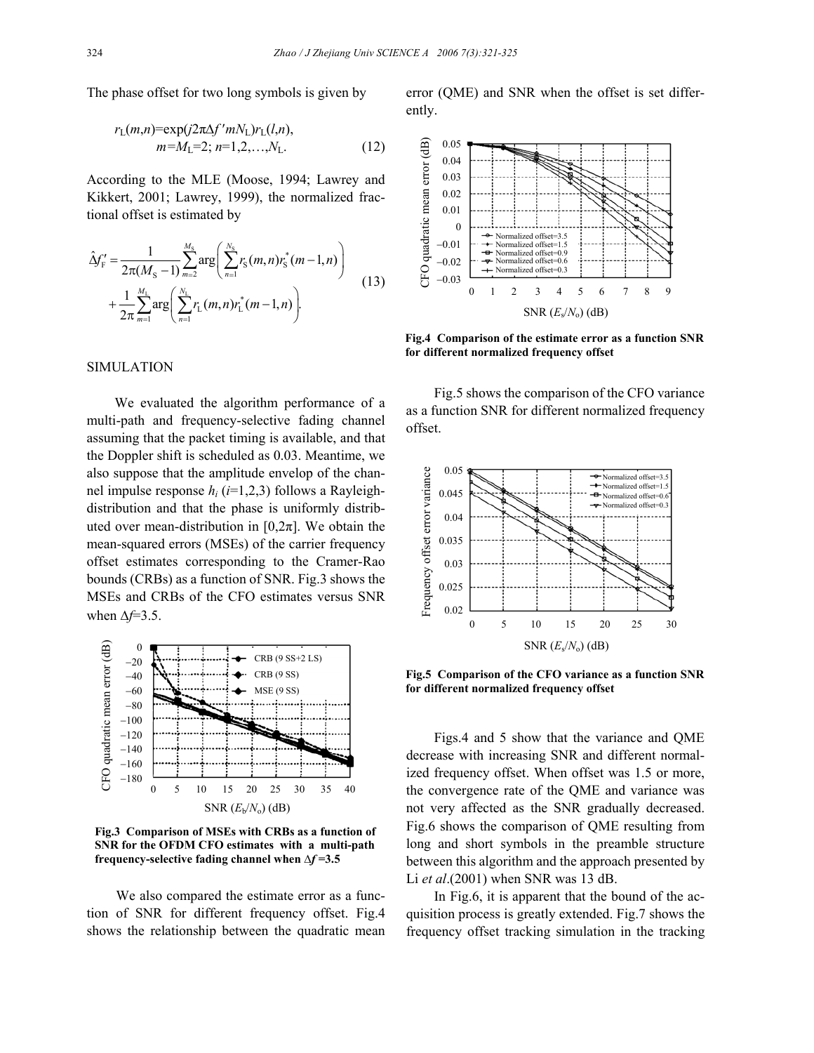The phase offset for two long symbols is given by

$$r_L(m,n)=\exp(j2\pi\Delta f' m N_L) r_L(l,n),\quad m=M_L=2;\ n=1,2,\ldots,N_L. \tag{12}$$

According to the MLE (Moose, 1994; Lawrey and Kikkert, 2001; Lawrey, 1999), the normalized fractional offset is estimated by

$$\hat{\Delta f}'_F = \frac{1}{2\pi(M_S-1)}\sum_{m=2}^{M_S}\arg\left(\sum_{n=1}^{N_S} r_S(m,n) r_S^*(m-1,n)\right) + \frac{1}{2\pi}\sum_{m=1}^{M_L}\arg\left(\sum_{n=1}^{N_L} r_L(m,n) r_L^*(m-1,n)\right). \tag{13}$$

## SIMULATION

We evaluated the algorithm performance of a multi-path and frequency-selective fading channel assuming that the packet timing is available, and that the Doppler shift is scheduled as 0.03. Meantime, we also suppose that the amplitude envelop of the channel impulse response $h_i$ ($i$=1,2,3) follows a Rayleigh-distribution and that the phase is uniformly distributed over mean-distribution in $[0,2\pi]$. We obtain the mean-squared errors (MSEs) of the carrier frequency offset estimates corresponding to the Cramer-Rao bounds (CRBs) as a function of SNR. Fig.3 shows the MSEs and CRBs of the CFO estimates versus SNR when $\Delta f$=3.5.

**Fig.3 Comparison of MSEs with CRBs as a function of SNR for the OFDM CFO estimates with a multi-path frequency-selective fading channel when $\Delta f$=3.5**

We also compared the estimate error as a function of SNR for different frequency offset. Fig.4 shows the relationship between the quadratic mean error (QME) and SNR when the offset is set differently.

**Fig.4 Comparison of the estimate error as a function SNR for different normalized frequency offset**

Fig.5 shows the comparison of the CFO variance as a function SNR for different normalized frequency offset.

**Fig.5 Comparison of the CFO variance as a function SNR for different normalized frequency offset**

Figs.4 and 5 show that the variance and QME decrease with increasing SNR and different normalized frequency offset. When offset was 1.5 or more, the convergence rate of the QME and variance was not very affected as the SNR gradually decreased. Fig.6 shows the comparison of QME resulting from long and short symbols in the preamble structure between this algorithm and the approach presented by Li *et al*.(2001) when SNR was 13 dB.

In Fig.6, it is apparent that the bound of the acquisition process is greatly extended. Fig.7 shows the frequency offset tracking simulation in the tracking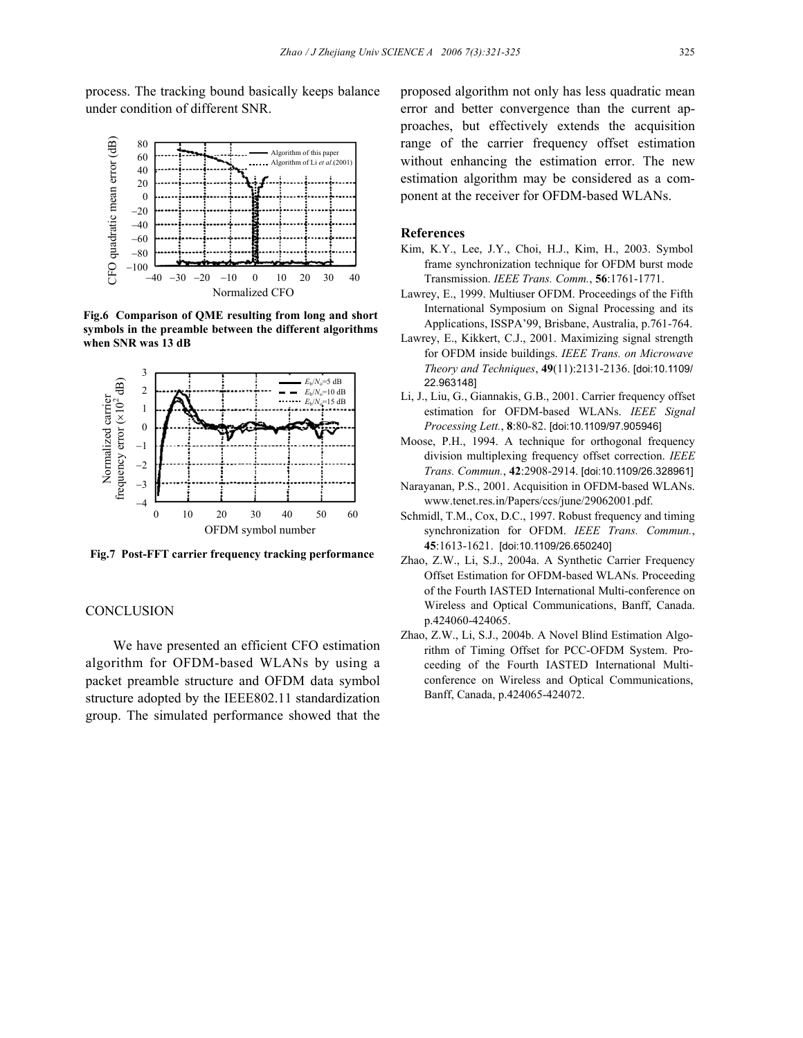process. The tracking bound basically keeps balance under condition of different SNR.

CFO quadratic mean error (dB)
80
60
40
20
0
−20
−40
−60
−80
−100
−40 −30 −20 −10 0 10 20 30 40
Normalized CFO
Algorithm of this paper
Algorithm of Li *et al*.(2001)

**Fig.6 Comparison of QME resulting from long and short symbols in the preamble between the different algorithms when SNR was 13 dB**

Normalized carrier frequency error ($\times 10^2$ dB)
3
2
1
0
−1
−2
−3
−4
0 10 20 30 40 50 60
OFDM symbol number
$E_b/N_o$=5 dB
$E_b/N_o$=10 dB
$E_b/N_o$=15 dB

**Fig.7 Post-FFT carrier frequency tracking performance**

## CONCLUSION

We have presented an efficient CFO estimation algorithm for OFDM-based WLANs by using a packet preamble structure and OFDM data symbol structure adopted by the IEEE802.11 standardization group. The simulated performance showed that the proposed algorithm not only has less quadratic mean error and better convergence than the current approaches, but effectively extends the acquisition range of the carrier frequency offset estimation without enhancing the estimation error. The new estimation algorithm may be considered as a component at the receiver for OFDM-based WLANs.

## References

Kim, K.Y., Lee, J.Y., Choi, H.J., Kim, H., 2003. Symbol frame synchronization technique for OFDM burst mode Transmission. *IEEE Trans. Comm.*, **56**:1761-1771.

Lawrey, E., 1999. Multiuser OFDM. Proceedings of the Fifth International Symposium on Signal Processing and its Applications, ISSPA'99, Brisbane, Australia, p.761-764.

Lawrey, E., Kikkert, C.J., 2001. Maximizing signal strength for OFDM inside buildings. *IEEE Trans. on Microwave Theory and Techniques*, **49**(11):2131-2136. [doi:10.1109/22.963148]

Li, J., Liu, G., Giannakis, G.B., 2001. Carrier frequency offset estimation for OFDM-based WLANs. *IEEE Signal Processing Lett.*, **8**:80-82. [doi:10.1109/97.905946]

Moose, P.H., 1994. A technique for orthogonal frequency division multiplexing frequency offset correction. *IEEE Trans. Commun.*, **42**:2908-2914. [doi:10.1109/26.328961]

Narayanan, P.S., 2001. Acquisition in OFDM-based WLANs. www.tenet.res.in/Papers/ccs/june/29062001.pdf.

Schmidl, T.M., Cox, D.C., 1997. Robust frequency and timing synchronization for OFDM. *IEEE Trans. Commun.*, **45**:1613-1621. [doi:10.1109/26.650240]

Zhao, Z.W., Li, S.J., 2004a. A Synthetic Carrier Frequency Offset Estimation for OFDM-based WLANs. Proceeding of the Fourth IASTED International Multi-conference on Wireless and Optical Communications, Banff, Canada. p.424060-424065.

Zhao, Z.W., Li, S.J., 2004b. A Novel Blind Estimation Algorithm of Timing Offset for PCC-OFDM System. Proceeding of the Fourth IASTED International Multi-conference on Wireless and Optical Communications, Banff, Canada, p.424065-424072.